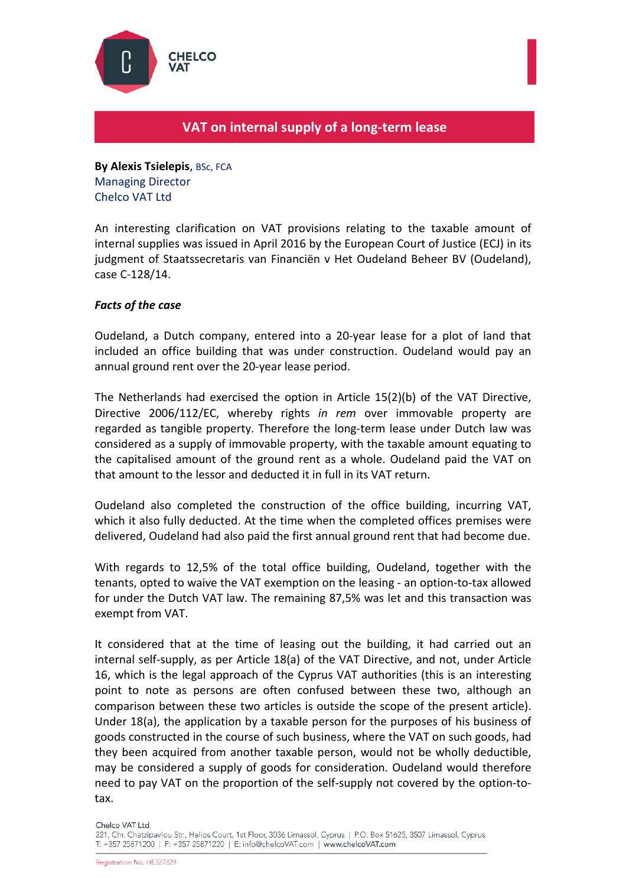# VAT on internal supply of a long-term lease

**By Alexis Tsielepis**, BSc, FCA
Managing Director
Chelco VAT Ltd

An interesting clarification on VAT provisions relating to the taxable amount of internal supplies was issued in April 2016 by the European Court of Justice (ECJ) in its judgment of Staatssecretaris van Financiën v Het Oudeland Beheer BV (Oudeland), case C-128/14.

***Facts of the case***

Oudeland, a Dutch company, entered into a 20-year lease for a plot of land that included an office building that was under construction. Oudeland would pay an annual ground rent over the 20-year lease period.

The Netherlands had exercised the option in Article 15(2)(b) of the VAT Directive, Directive 2006/112/EC, whereby rights *in rem* over immovable property are regarded as tangible property. Therefore the long-term lease under Dutch law was considered as a supply of immovable property, with the taxable amount equating to the capitalised amount of the ground rent as a whole. Oudeland paid the VAT on that amount to the lessor and deducted it in full in its VAT return.

Oudeland also completed the construction of the office building, incurring VAT, which it also fully deducted. At the time when the completed offices premises were delivered, Oudeland had also paid the first annual ground rent that had become due.

With regards to 12,5% of the total office building, Oudeland, together with the tenants, opted to waive the VAT exemption on the leasing - an option-to-tax allowed for under the Dutch VAT law. The remaining 87,5% was let and this transaction was exempt from VAT.

It considered that at the time of leasing out the building, it had carried out an internal self-supply, as per Article 18(a) of the VAT Directive, and not, under Article 16, which is the legal approach of the Cyprus VAT authorities (this is an interesting point to note as persons are often confused between these two, although an comparison between these two articles is outside the scope of the present article). Under 18(a), the application by a taxable person for the purposes of his business of goods constructed in the course of such business, where the VAT on such goods, had they been acquired from another taxable person, would not be wholly deductible, may be considered a supply of goods for consideration. Oudeland would therefore need to pay VAT on the proportion of the self-supply not covered by the option-to-tax.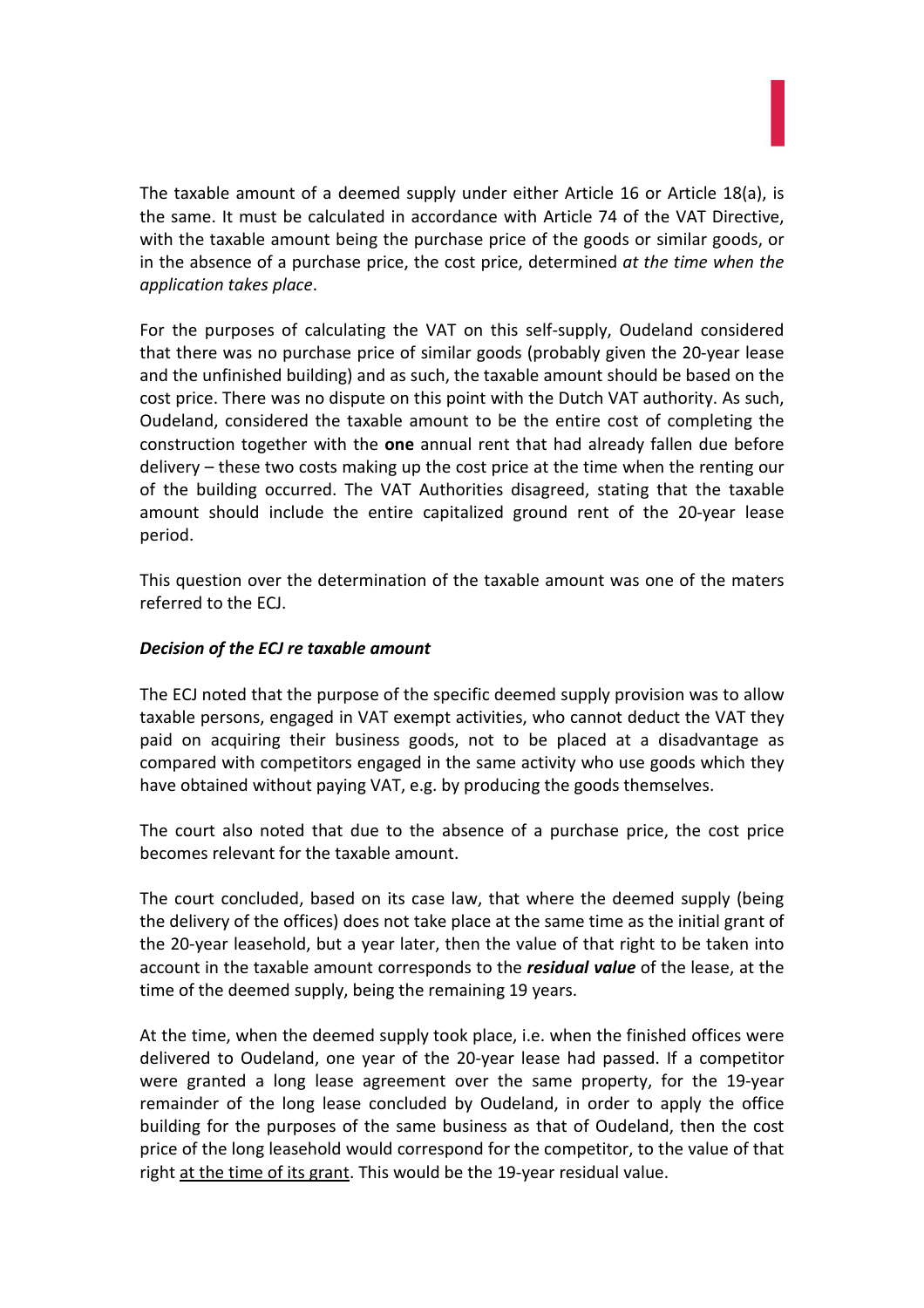The taxable amount of a deemed supply under either Article 16 or Article 18(a), is the same. It must be calculated in accordance with Article 74 of the VAT Directive, with the taxable amount being the purchase price of the goods or similar goods, or in the absence of a purchase price, the cost price, determined *at the time when the application takes place*.

For the purposes of calculating the VAT on this self-supply, Oudeland considered that there was no purchase price of similar goods (probably given the 20-year lease and the unfinished building) and as such, the taxable amount should be based on the cost price. There was no dispute on this point with the Dutch VAT authority. As such, Oudeland, considered the taxable amount to be the entire cost of completing the construction together with the **one** annual rent that had already fallen due before delivery – these two costs making up the cost price at the time when the renting our of the building occurred. The VAT Authorities disagreed, stating that the taxable amount should include the entire capitalized ground rent of the 20-year lease period.

This question over the determination of the taxable amount was one of the maters referred to the ECJ.

***Decision of the ECJ re taxable amount***

The ECJ noted that the purpose of the specific deemed supply provision was to allow taxable persons, engaged in VAT exempt activities, who cannot deduct the VAT they paid on acquiring their business goods, not to be placed at a disadvantage as compared with competitors engaged in the same activity who use goods which they have obtained without paying VAT, e.g. by producing the goods themselves.

The court also noted that due to the absence of a purchase price, the cost price becomes relevant for the taxable amount.

The court concluded, based on its case law, that where the deemed supply (being the delivery of the offices) does not take place at the same time as the initial grant of the 20-year leasehold, but a year later, then the value of that right to be taken into account in the taxable amount corresponds to the ***residual value*** of the lease, at the time of the deemed supply, being the remaining 19 years.

At the time, when the deemed supply took place, i.e. when the finished offices were delivered to Oudeland, one year of the 20-year lease had passed. If a competitor were granted a long lease agreement over the same property, for the 19-year remainder of the long lease concluded by Oudeland, in order to apply the office building for the purposes of the same business as that of Oudeland, then the cost price of the long leasehold would correspond for the competitor, to the value of that right at the time of its grant. This would be the 19-year residual value.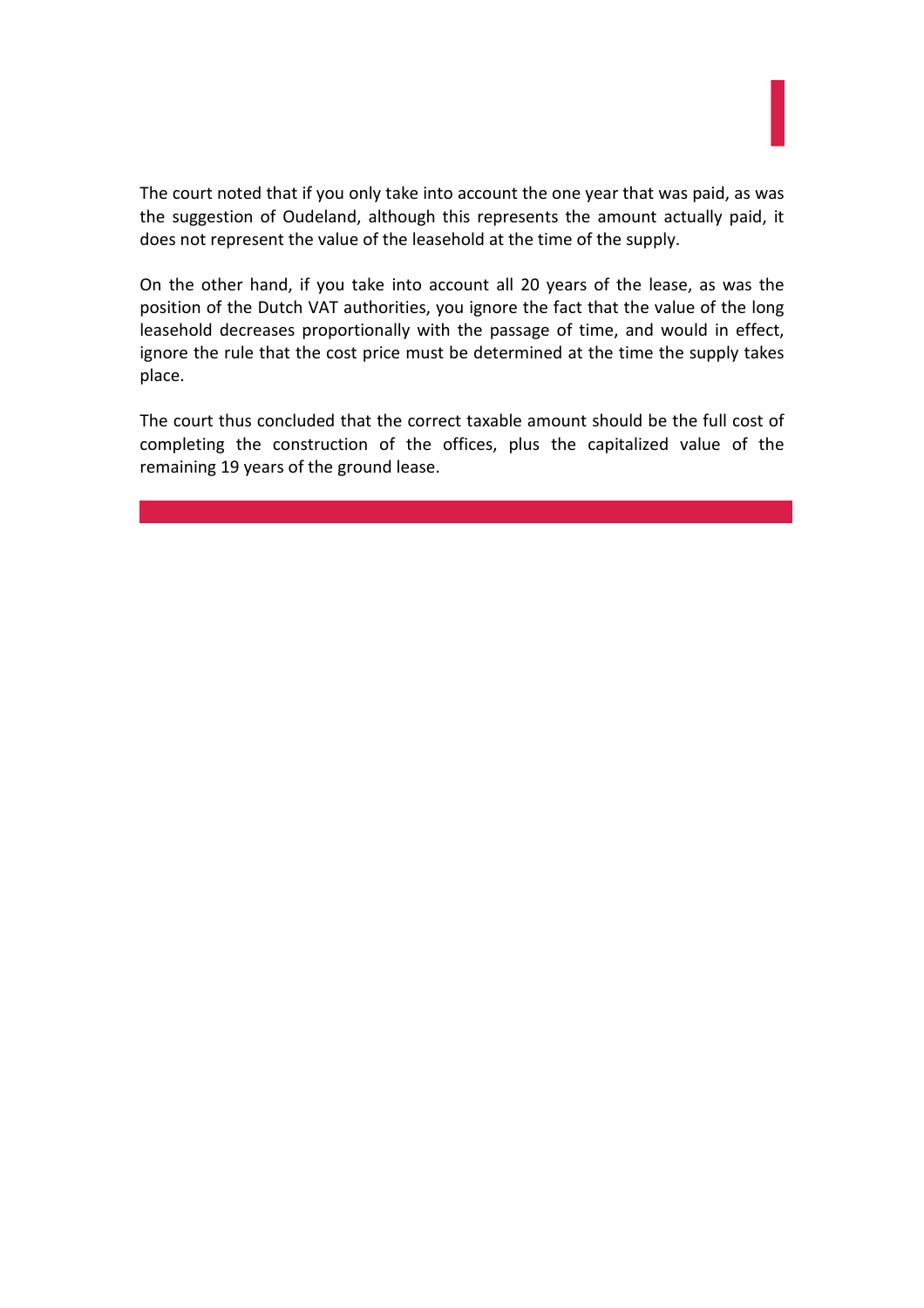The court noted that if you only take into account the one year that was paid, as was the suggestion of Oudeland, although this represents the amount actually paid, it does not represent the value of the leasehold at the time of the supply.

On the other hand, if you take into account all 20 years of the lease, as was the position of the Dutch VAT authorities, you ignore the fact that the value of the long leasehold decreases proportionally with the passage of time, and would in effect, ignore the rule that the cost price must be determined at the time the supply takes place.

The court thus concluded that the correct taxable amount should be the full cost of completing the construction of the offices, plus the capitalized value of the remaining 19 years of the ground lease.